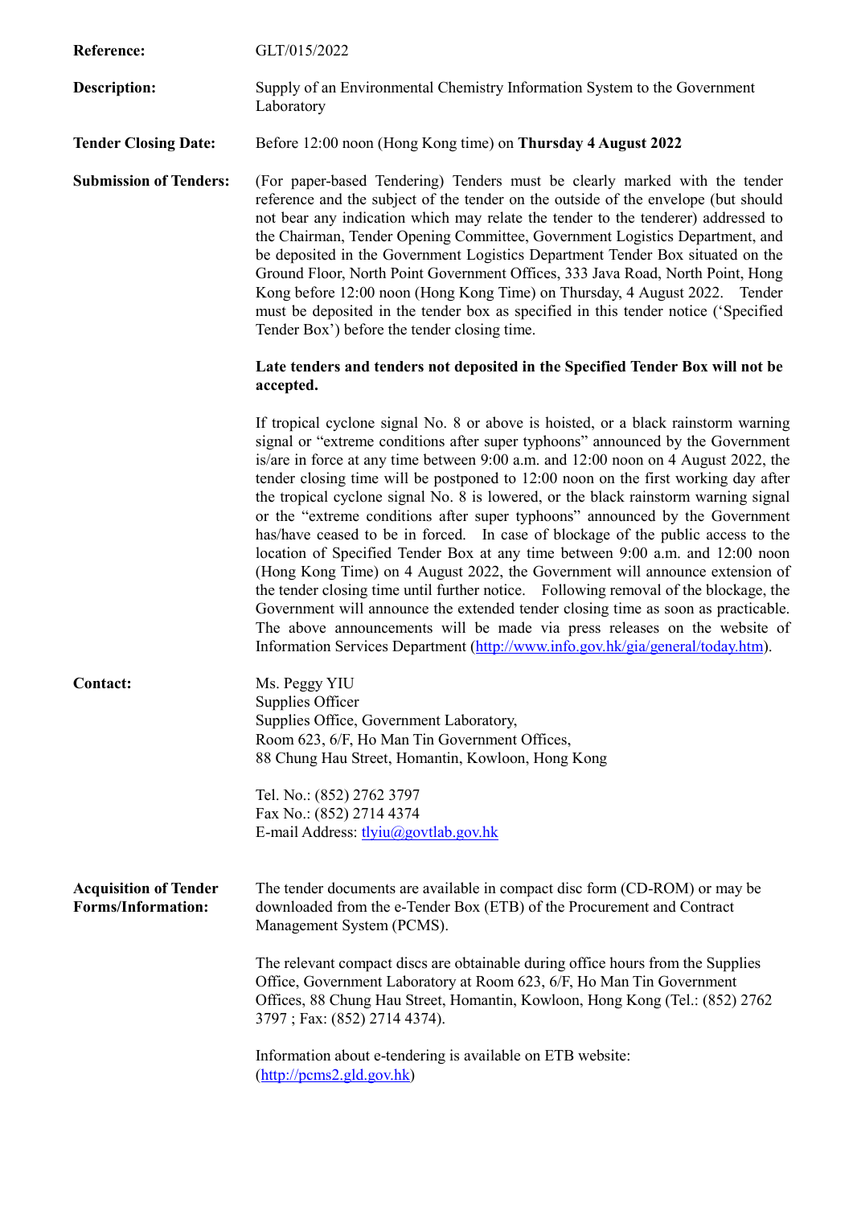**Reference:** GLT/015/2022

**Description:** Supply of an Environmental Chemistry Information System to the Government Laboratory

**Tender Closing Date:** Before 12:00 noon (Hong Kong time) on **Thursday 4 August 2022**

**Submission of Tenders:** (For paper-based Tendering) Tenders must be clearly marked with the tender reference and the subject of the tender on the outside of the envelope (but should not bear any indication which may relate the tender to the tenderer) addressed to the Chairman, Tender Opening Committee, Government Logistics Department, and be deposited in the Government Logistics Department Tender Box situated on the Ground Floor, North Point Government Offices, 333 Java Road, North Point, Hong Kong before 12:00 noon (Hong Kong Time) on Thursday, 4 August 2022. Tender must be deposited in the tender box as specified in this tender notice ('Specified Tender Box') before the tender closing time.

**Late tenders and tenders not deposited in the Specified Tender Box will not be accepted.**

If tropical cyclone signal No. 8 or above is hoisted, or a black rainstorm warning signal or "extreme conditions after super typhoons" announced by the Government is/are in force at any time between 9:00 a.m. and 12:00 noon on 4 August 2022, the tender closing time will be postponed to 12:00 noon on the first working day after the tropical cyclone signal No. 8 is lowered, or the black rainstorm warning signal or the "extreme conditions after super typhoons" announced by the Government has/have ceased to be in forced. In case of blockage of the public access to the location of Specified Tender Box at any time between 9:00 a.m. and 12:00 noon (Hong Kong Time) on 4 August 2022, the Government will announce extension of the tender closing time until further notice. Following removal of the blockage, the Government will announce the extended tender closing time as soon as practicable. The above announcements will be made via press releases on the website of Information Services Department (http://www.info.gov.hk/gia/general/today.htm).

**Contact:**

Ms. Peggy YIU
Supplies Officer
Supplies Office, Government Laboratory,
Room 623, 6/F, Ho Man Tin Government Offices,
88 Chung Hau Street, Homantin, Kowloon, Hong Kong

Tel. No.: (852) 2762 3797
Fax No.: (852) 2714 4374
E-mail Address: tlyiu@govtlab.gov.hk

**Acquisition of Tender Forms/Information:**

The tender documents are available in compact disc form (CD-ROM) or may be downloaded from the e-Tender Box (ETB) of the Procurement and Contract Management System (PCMS).

The relevant compact discs are obtainable during office hours from the Supplies Office, Government Laboratory at Room 623, 6/F, Ho Man Tin Government Offices, 88 Chung Hau Street, Homantin, Kowloon, Hong Kong (Tel.: (852) 2762 3797 ; Fax: (852) 2714 4374).

Information about e-tendering is available on ETB website: (http://pcms2.gld.gov.hk)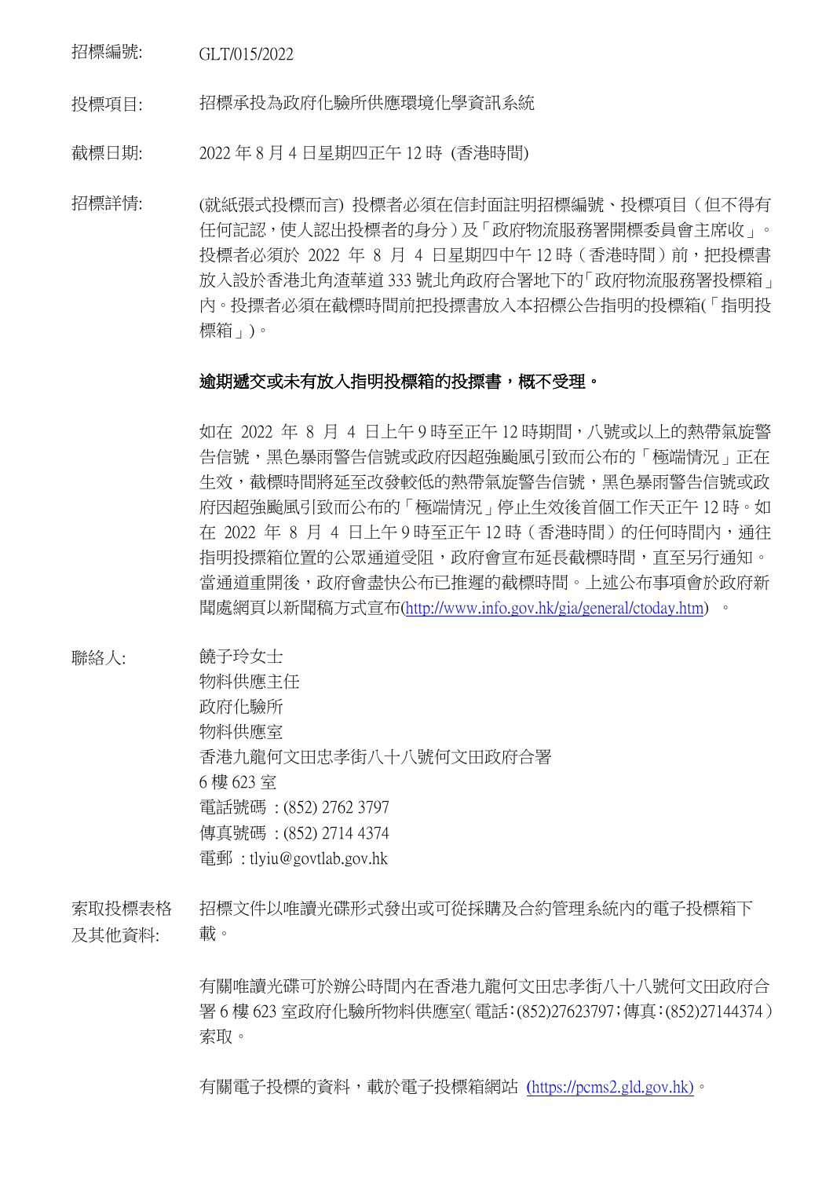招標編號: GLT/015/2022

投標項目: 招標承投為政府化驗所供應環境化學資訊系統

截標日期: 2022 年 8 月 4 日星期四正午 12 時 (香港時間)

招標詳情: (就紙張式投標而言) 投標者必須在信封面註明招標編號、投標項目（但不得有任何記認，使人認出投標者的身分）及「政府物流服務署開標委員會主席收」。投標者必須於 2022 年 8 月 4 日星期四中午 12 時（香港時間）前，把投標書放入設於香港北角渣華道 333 號北角政府合署地下的「政府物流服務署投標箱」內。投摽者必須在截標時間前把投摽書放入本招標公告指明的投標箱(「指明投標箱」)。

**逾期遞交或未有放入指明投標箱的投摽書，概不受理。**

如在 2022 年 8 月 4 日上午 9 時至正午 12 時期間，八號或以上的熱帶氣旋警告信號，黑色暴雨警告信號或政府因超強颱風引致而公布的「極端情況」正在生效，截標時間將延至改發較低的熱帶氣旋警告信號，黑色暴雨警告信號或政府因超強颱風引致而公布的「極端情況」停止生效後首個工作天正午 12 時。如在 2022 年 8 月 4 日上午 9 時至正午 12 時（香港時間）的任何時間內，通往指明投摽箱位置的公眾通道受阻，政府會宣布延長截標時間，直至另行通知。當通道重開後，政府會盡快公布已推遲的截標時間。上述公布事項會於政府新聞處網頁以新聞稿方式宣布(http://www.info.gov.hk/gia/general/ctoday.htm) 。

聯絡人: 饒子玲女士
物料供應主任
政府化驗所
物料供應室
香港九龍何文田忠孝街八十八號何文田政府合署
6 樓 623 室
電話號碼 : (852) 2762 3797
傳真號碼 : (852) 2714 4374
電郵 : tlyiu@govtlab.gov.hk

索取投標表格及其他資料: 招標文件以唯讀光碟形式發出或可從採購及合約管理系統內的電子投標箱下載。

有關唯讀光碟可於辦公時間內在香港九龍何文田忠孝街八十八號何文田政府合署 6 樓 623 室政府化驗所物料供應室(電話:(852)27623797;傳真:(852)27144374)索取。

有關電子投標的資料，載於電子投標箱網站 (https://pcms2.gld.gov.hk)。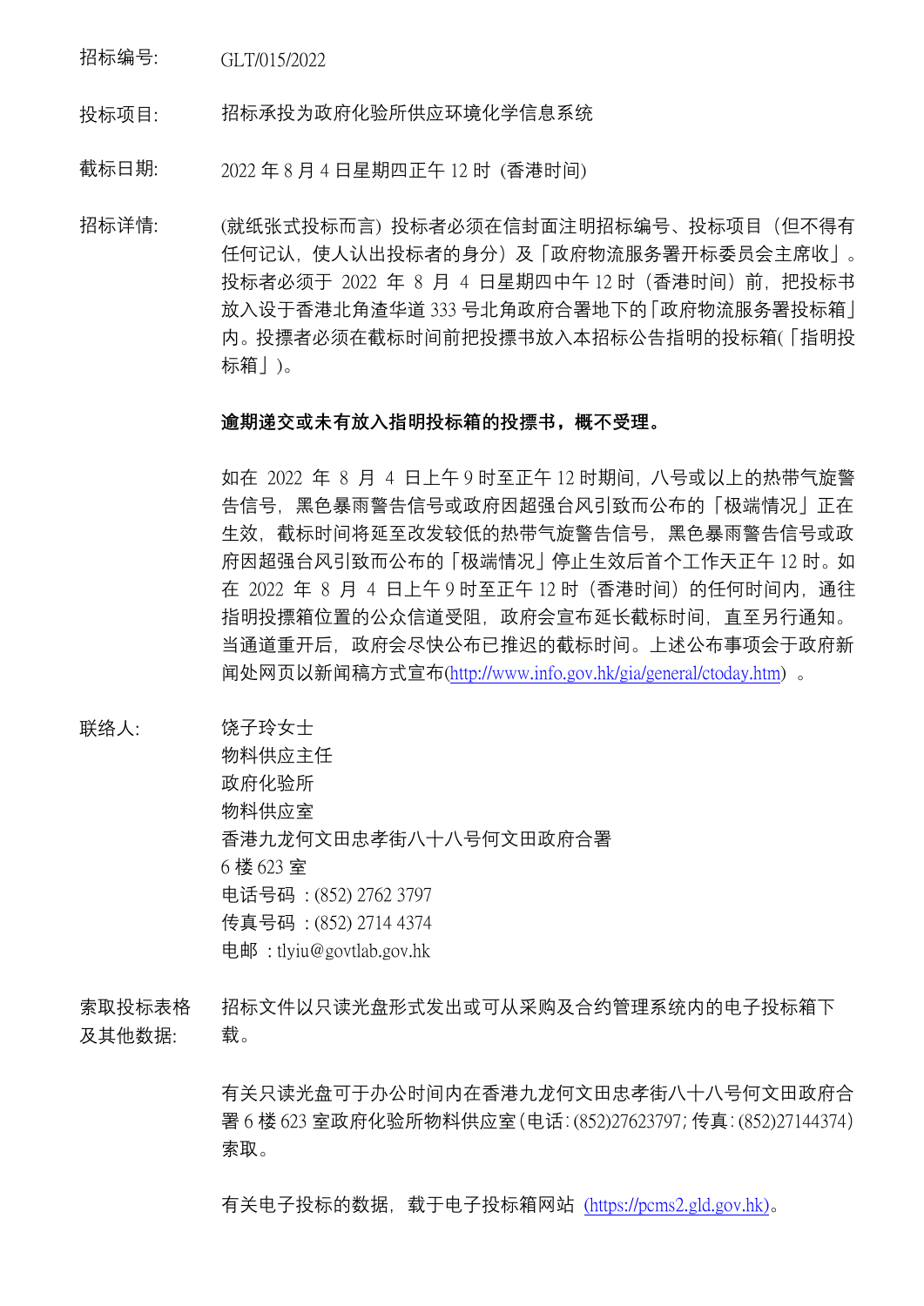招标编号: GLT/015/2022

投标项目: 招标承投为政府化验所供应环境化学信息系统

截标日期: 2022 年 8 月 4 日星期四正午 12 时 (香港时间)

招标详情: (就纸张式投标而言) 投标者必须在信封面注明招标编号、投标项目（但不得有任何记认，使人认出投标者的身分）及「政府物流服务署开标委员会主席收」。投标者必须于 2022 年 8 月 4 日星期四中午 12 时（香港时间）前，把投标书放入设于香港北角渣华道 333 号北角政府合署地下的「政府物流服务署投标箱」内。投摽者必须在截标时间前把投摽书放入本招标公告指明的投标箱(「指明投标箱」)。

**逾期递交或未有放入指明投标箱的投摽书，概不受理。**

如在 2022 年 8 月 4 日上午 9 时至正午 12 时期间，八号或以上的热带气旋警告信号，黑色暴雨警告信号或政府因超强台风引致而公布的「极端情况」正在生效，截标时间将延至改发较低的热带气旋警告信号，黑色暴雨警告信号或政府因超强台风引致而公布的「极端情况」停止生效后首个工作天正午 12 时。如在 2022 年 8 月 4 日上午 9 时至正午 12 时（香港时间）的任何时间内，通往指明投摽箱位置的公众信道受阻，政府会宣布延长截标时间，直至另行通知。当通道重开后，政府会尽快公布已推迟的截标时间。上述公布事项会于政府新闻处网页以新闻稿方式宣布(http://www.info.gov.hk/gia/general/ctoday.htm) 。

联络人:
饶子玲女士
物料供应主任
政府化验所
物料供应室
香港九龙何文田忠孝街八十八号何文田政府合署
6 楼 623 室
电话号码 : (852) 2762 3797
传真号码 : (852) 2714 4374
电邮 : tlyiu@govtlab.gov.hk

索取投标表格及其他数据: 招标文件以只读光盘形式发出或可从采购及合约管理系统内的电子投标箱下载。

有关只读光盘可于办公时间内在香港九龙何文田忠孝街八十八号何文田政府合署 6 楼 623 室政府化验所物料供应室(电话: (852)27623797; 传真: (852)27144374)索取。

有关电子投标的数据，载于电子投标箱网站 (https://pcms2.gld.gov.hk)。